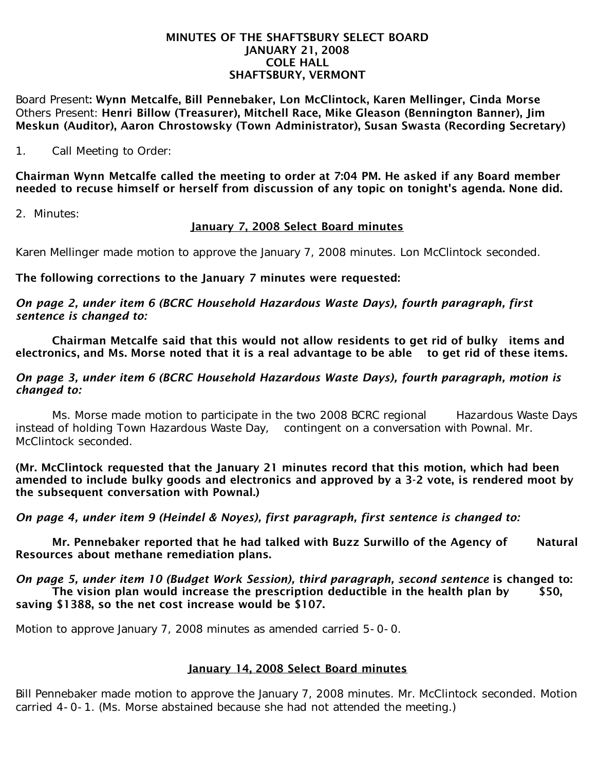# MINUTES OF THE SHAFTSBURY SELECT BOARD
## JANUARY 21, 2008
## COLE HALL
## SHAFTSBURY, VERMONT

Board Present: **Wynn Metcalfe, Bill Pennebaker, Lon McClintock, Karen Mellinger, Cinda Morse**
Others Present: **Henri Billow (Treasurer), Mitchell Race, Mike Gleason (Bennington Banner), Jim Meskun (Auditor), Aaron Chrostowsky (Town Administrator), Susan Swasta (Recording Secretary)**

1. Call Meeting to Order:

**Chairman Wynn Metcalfe called the meeting to order at 7:04 PM. He asked if any Board member needed to recuse himself or herself from discussion of any topic on tonight's agenda. None did.**

2. Minutes:

**<u>January 7, 2008 Select Board minutes</u>**

Karen Mellinger made motion to approve the January 7, 2008 minutes. Lon McClintock seconded.

**The following corrections to the January 7 minutes were requested:**

***On page 2, under item 6 (BCRC Household Hazardous Waste Days), fourth paragraph, first sentence is changed to:***

**Chairman Metcalfe said that this would not allow residents to get rid of bulky items and electronics, and Ms. Morse noted that it is a real advantage to be able to get rid of these items.**

***On page 3, under item 6 (BCRC Household Hazardous Waste Days), fourth paragraph, motion is changed to:***

Ms. Morse made motion to participate in the two 2008 BCRC regional Hazardous Waste Days instead of holding Town Hazardous Waste Day, contingent on a conversation with Pownal. Mr. McClintock seconded.

**(Mr. McClintock requested that the January 21 minutes record that this motion, which had been amended to include bulky goods and electronics and approved by a 3-2 vote, is rendered moot by the subsequent conversation with Pownal.)**

***On page 4, under item 9 (Heindel & Noyes), first paragraph, first sentence is changed to:***

**Mr. Pennebaker reported that he had talked with Buzz Surwillo of the Agency of Natural Resources about methane remediation plans.**

***On page 5, under item 10 (Budget Work Session), third paragraph, second sentence* is changed to:**
**The vision plan would increase the prescription deductible in the health plan by $50, saving $1388, so the net cost increase would be $107.**

Motion to approve January 7, 2008 minutes as amended carried 5-0-0.

**<u>January 14, 2008 Select Board minutes</u>**

Bill Pennebaker made motion to approve the January 7, 2008 minutes. Mr. McClintock seconded. Motion carried 4-0-1. (Ms. Morse abstained because she had not attended the meeting.)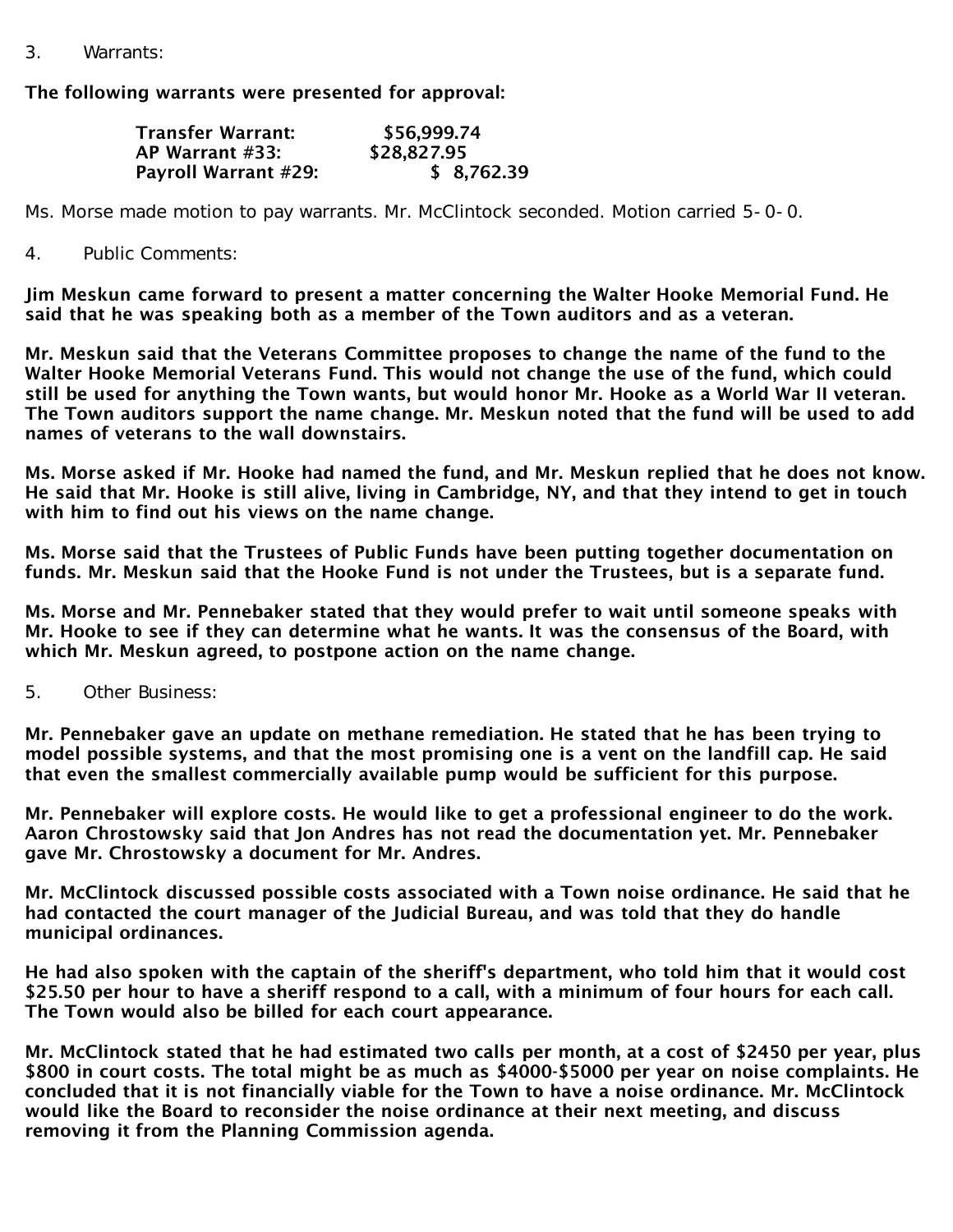3. Warrants:

**The following warrants were presented for approval:**

| | |
|---|---|
| **Transfer Warrant:** | **$56,999.74** |
| **AP Warrant #33:** | **$28,827.95** |
| **Payroll Warrant #29:** | **$ 8,762.39** |

Ms. Morse made motion to pay warrants. Mr. McClintock seconded. Motion carried 5-0-0.

4. Public Comments:

**Jim Meskun came forward to present a matter concerning the Walter Hooke Memorial Fund. He said that he was speaking both as a member of the Town auditors and as a veteran.**

**Mr. Meskun said that the Veterans Committee proposes to change the name of the fund to the Walter Hooke Memorial Veterans Fund. This would not change the use of the fund, which could still be used for anything the Town wants, but would honor Mr. Hooke as a World War II veteran. The Town auditors support the name change. Mr. Meskun noted that the fund will be used to add names of veterans to the wall downstairs.**

**Ms. Morse asked if Mr. Hooke had named the fund, and Mr. Meskun replied that he does not know. He said that Mr. Hooke is still alive, living in Cambridge, NY, and that they intend to get in touch with him to find out his views on the name change.**

**Ms. Morse said that the Trustees of Public Funds have been putting together documentation on funds. Mr. Meskun said that the Hooke Fund is not under the Trustees, but is a separate fund.**

**Ms. Morse and Mr. Pennebaker stated that they would prefer to wait until someone speaks with Mr. Hooke to see if they can determine what he wants. It was the consensus of the Board, with which Mr. Meskun agreed, to postpone action on the name change.**

5. Other Business:

**Mr. Pennebaker gave an update on methane remediation. He stated that he has been trying to model possible systems, and that the most promising one is a vent on the landfill cap. He said that even the smallest commercially available pump would be sufficient for this purpose.**

**Mr. Pennebaker will explore costs. He would like to get a professional engineer to do the work. Aaron Chrostowsky said that Jon Andres has not read the documentation yet. Mr. Pennebaker gave Mr. Chrostowsky a document for Mr. Andres.**

**Mr. McClintock discussed possible costs associated with a Town noise ordinance. He said that he had contacted the court manager of the Judicial Bureau, and was told that they do handle municipal ordinances.**

**He had also spoken with the captain of the sheriff's department, who told him that it would cost $25.50 per hour to have a sheriff respond to a call, with a minimum of four hours for each call. The Town would also be billed for each court appearance.**

**Mr. McClintock stated that he had estimated two calls per month, at a cost of $2450 per year, plus $800 in court costs. The total might be as much as $4000-$5000 per year on noise complaints. He concluded that it is not financially viable for the Town to have a noise ordinance. Mr. McClintock would like the Board to reconsider the noise ordinance at their next meeting, and discuss removing it from the Planning Commission agenda.**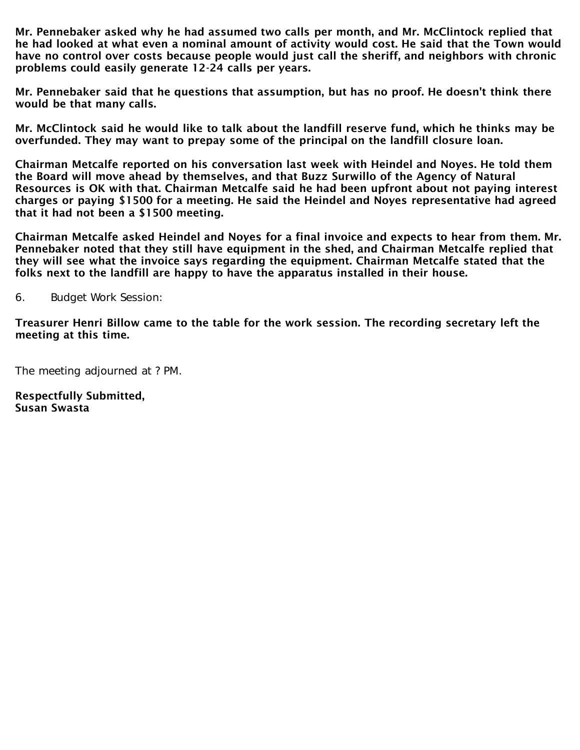**Mr. Pennebaker asked why he had assumed two calls per month, and Mr. McClintock replied that he had looked at what even a nominal amount of activity would cost. He said that the Town would have no control over costs because people would just call the sheriff, and neighbors with chronic problems could easily generate 12-24 calls per years.**

**Mr. Pennebaker said that he questions that assumption, but has no proof. He doesn't think there would be that many calls.**

**Mr. McClintock said he would like to talk about the landfill reserve fund, which he thinks may be overfunded. They may want to prepay some of the principal on the landfill closure loan.**

**Chairman Metcalfe reported on his conversation last week with Heindel and Noyes. He told them the Board will move ahead by themselves, and that Buzz Surwillo of the Agency of Natural Resources is OK with that. Chairman Metcalfe said he had been upfront about not paying interest charges or paying $1500 for a meeting. He said the Heindel and Noyes representative had agreed that it had not been a $1500 meeting.**

**Chairman Metcalfe asked Heindel and Noyes for a final invoice and expects to hear from them. Mr. Pennebaker noted that they still have equipment in the shed, and Chairman Metcalfe replied that they will see what the invoice says regarding the equipment. Chairman Metcalfe stated that the folks next to the landfill are happy to have the apparatus installed in their house.**

6. Budget Work Session:

**Treasurer Henri Billow came to the table for the work session. The recording secretary left the meeting at this time.**

The meeting adjourned at ? PM.

**Respectfully Submitted,**
**Susan Swasta**